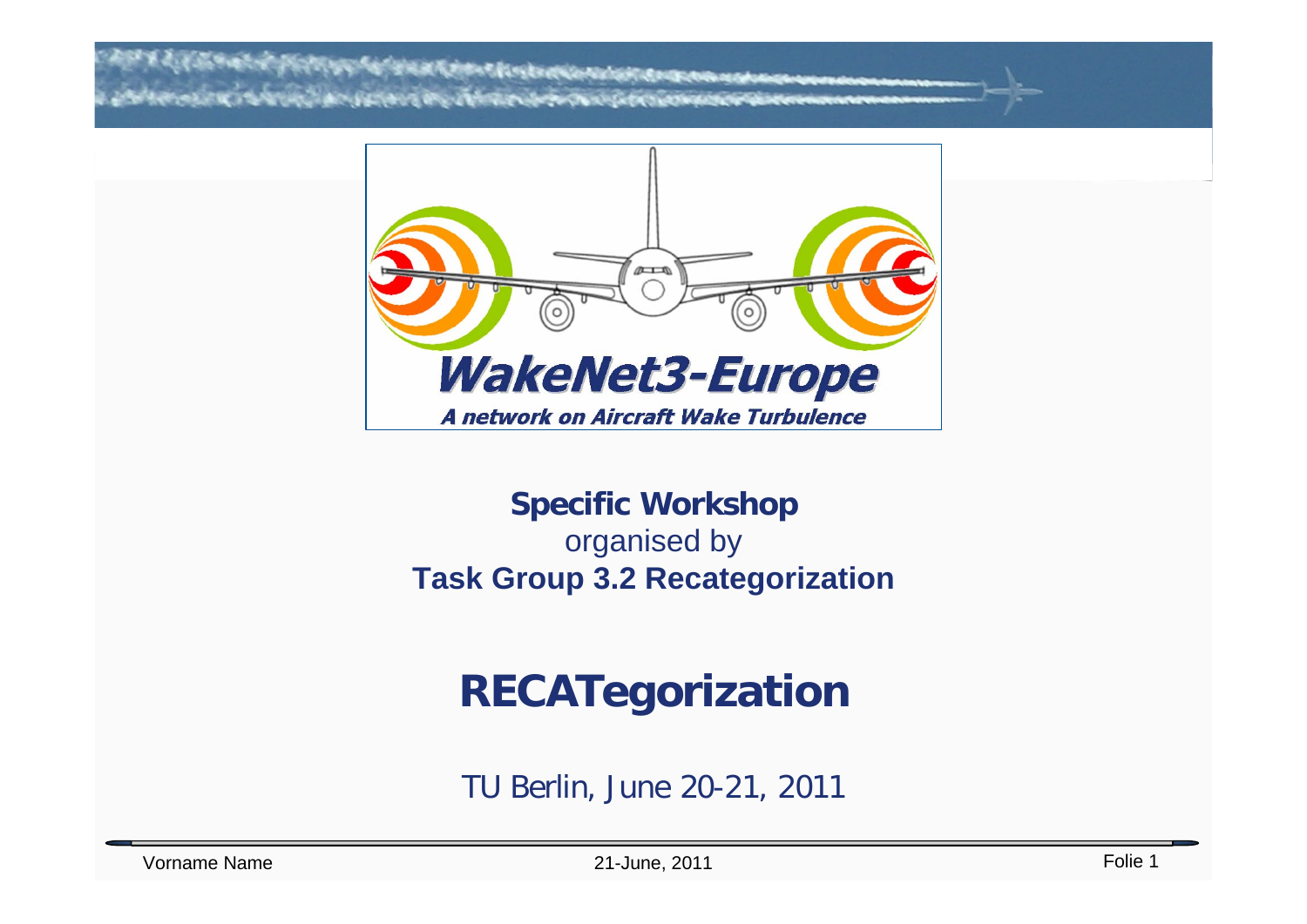**WakeNet3-Europe**

*A network on Aircraft Wake Turbulence*

**Specific Workshop**
organised by
**Task Group 3.2 Recategorization**

# RECATegorization

TU Berlin, June 20-21, 2011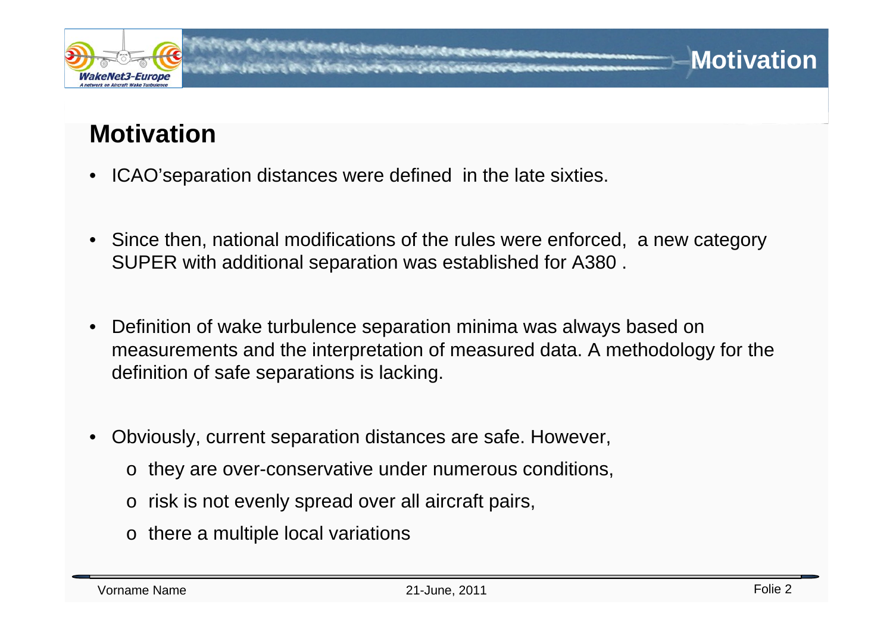# Motivation

- ICAO'separation distances were defined  in the late sixties.
- Since then, national modifications of the rules were enforced,  a new category SUPER with additional separation was established for A380 .
- Definition of wake turbulence separation minima was always based on measurements and the interpretation of measured data. A methodology for the definition of safe separations is lacking.
- Obviously, current separation distances are safe. However,
  - they are over-conservative under numerous conditions,
  - risk is not evenly spread over all aircraft pairs,
  - there a multiple local variations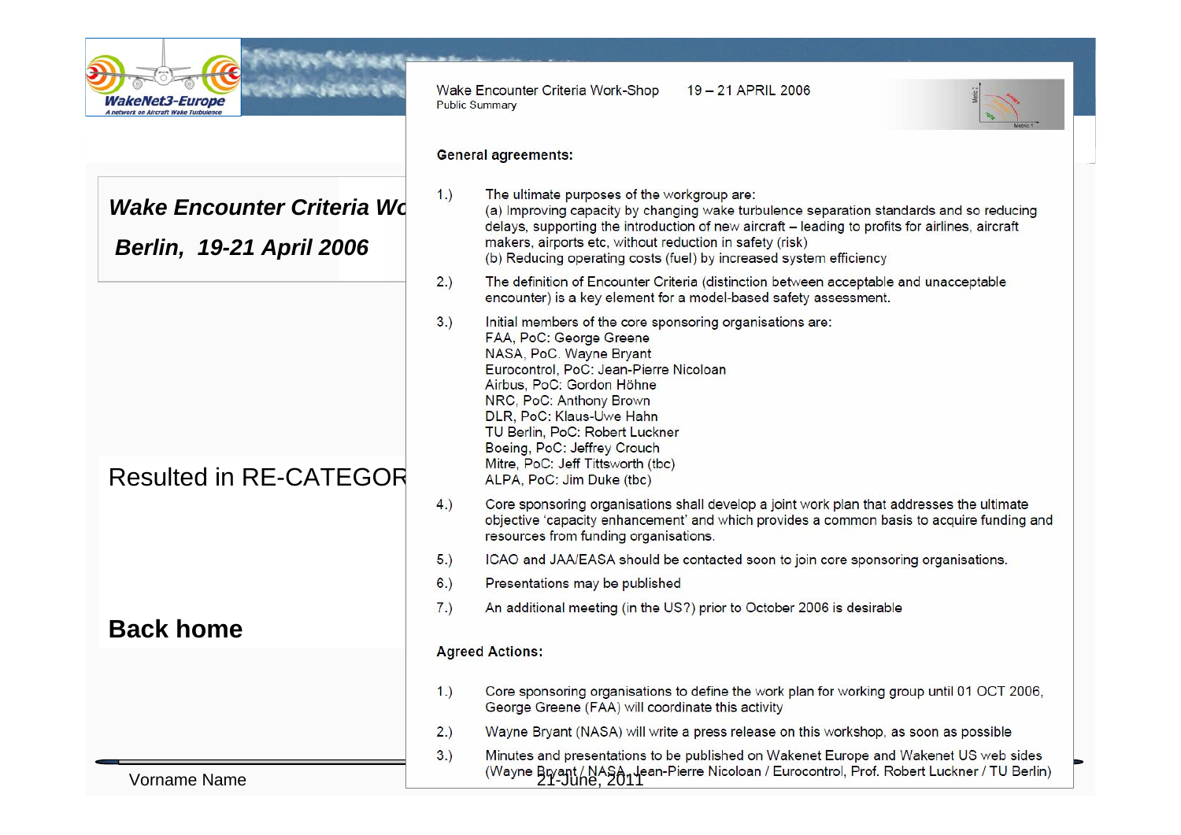*Wake Encounter Criteria Wo*

*Berlin, 19-21 April 2006*

Resulted in RE-CATEGOR

**Back home**

Wake Encounter Criteria Work-Shop 19 – 21 APRIL 2006
Public Summary

**General agreements:**

1.) The ultimate purposes of the workgroup are:
(a) Improving capacity by changing wake turbulence separation standards and so reducing delays, supporting the introduction of new aircraft – leading to profits for airlines, aircraft makers, airports etc, without reduction in safety (risk)
(b) Reducing operating costs (fuel) by increased system efficiency

2.) The definition of Encounter Criteria (distinction between acceptable and unacceptable encounter) is a key element for a model-based safety assessment.

3.) Initial members of the core sponsoring organisations are:
FAA, PoC: George Greene
NASA, PoC. Wayne Bryant
Eurocontrol, PoC: Jean-Pierre Nicoloan
Airbus, PoC: Gordon Höhne
NRC, PoC: Anthony Brown
DLR, PoC: Klaus-Uwe Hahn
TU Berlin, PoC: Robert Luckner
Boeing, PoC: Jeffrey Crouch
Mitre, PoC: Jeff Tittsworth (tbc)
ALPA, PoC: Jim Duke (tbc)

4.) Core sponsoring organisations shall develop a joint work plan that addresses the ultimate objective 'capacity enhancement' and which provides a common basis to acquire funding and resources from funding organisations.

5.) ICAO and JAA/EASA should be contacted soon to join core sponsoring organisations.

6.) Presentations may be published

7.) An additional meeting (in the US?) prior to October 2006 is desirable

**Agreed Actions:**

1.) Core sponsoring organisations to define the work plan for working group until 01 OCT 2006, George Greene (FAA) will coordinate this activity

2.) Wayne Bryant (NASA) will write a press release on this workshop, as soon as possible

3.) Minutes and presentations to be published on Wakenet Europe and Wakenet US web sides (Wayne Bryant / NASA, Jean-Pierre Nicoloan / Eurocontrol, Prof. Robert Luckner / TU Berlin)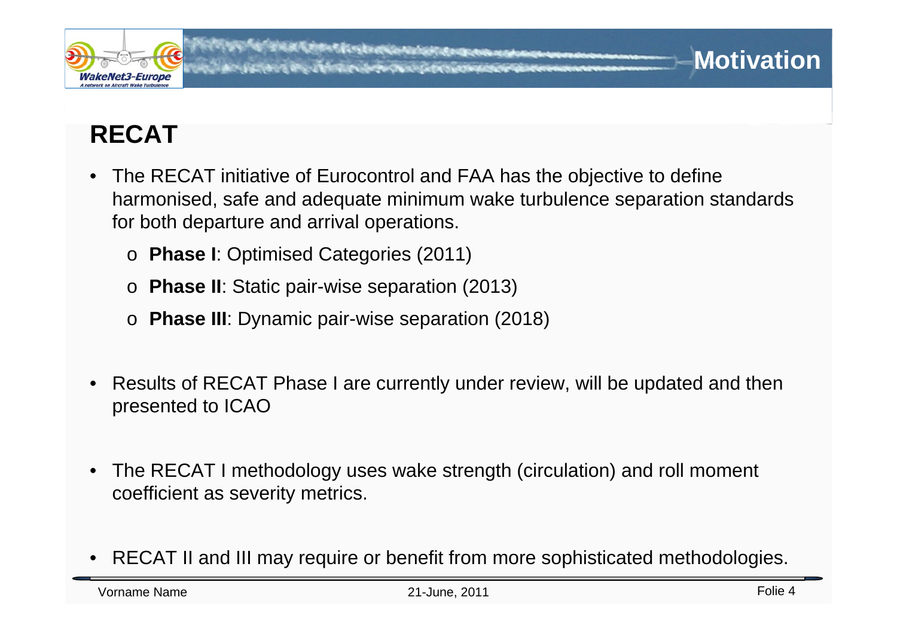# RECAT

- The RECAT initiative of Eurocontrol and FAA has the objective to define harmonised, safe and adequate minimum wake turbulence separation standards for both departure and arrival operations.
  - **Phase I**: Optimised Categories (2011)
  - **Phase II**: Static pair-wise separation (2013)
  - **Phase III**: Dynamic pair-wise separation (2018)
- Results of RECAT Phase I are currently under review, will be updated and then presented to ICAO
- The RECAT I methodology uses wake strength (circulation) and roll moment coefficient as severity metrics.
- RECAT II and III may require or benefit from more sophisticated methodologies.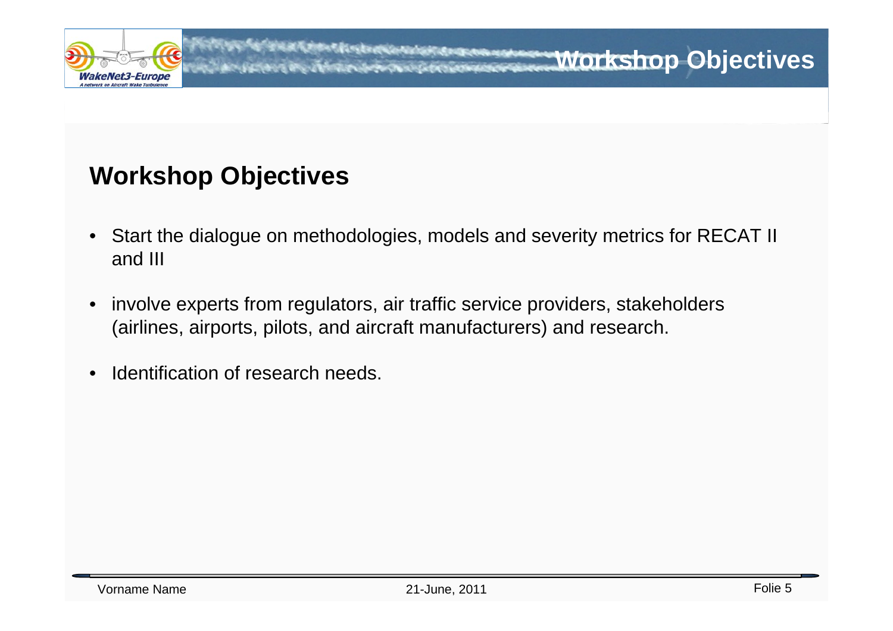## Workshop Objectives

- Start the dialogue on methodologies, models and severity metrics for RECAT II and III
- involve experts from regulators, air traffic service providers, stakeholders (airlines, airports, pilots, and aircraft manufacturers) and research.
- Identification of research needs.